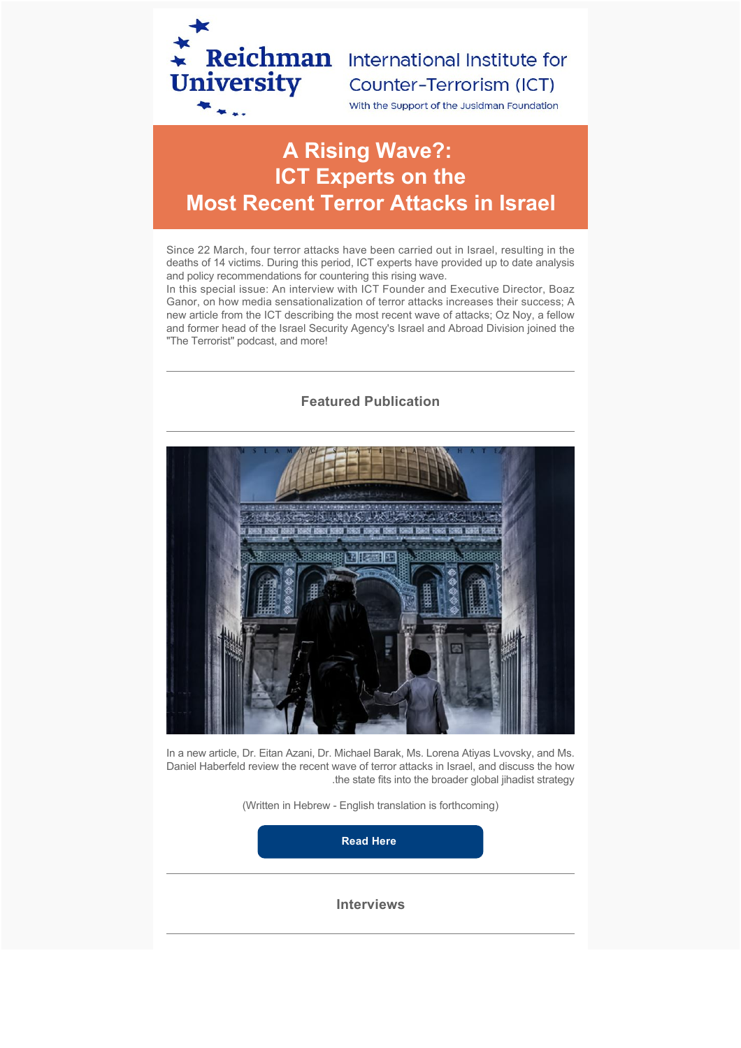Reichman University

International Institute for Counter-Terrorism (ICT)

With the Support of the Jusidman Foundation

# A Rising Wave?: ICT Experts on the Most Recent Terror Attacks in Israel

Since 22 March, four terror attacks have been carried out in Israel, resulting in the deaths of 14 victims. During this period, ICT experts have provided up to date analysis and policy recommendations for countering this rising wave.

In this special issue: An interview with ICT Founder and Executive Director, Boaz Ganor, on how media sensationalization of terror attacks increases their success; A new article from the ICT describing the most recent wave of attacks; Oz Noy, a fellow and former head of the Israel Security Agency's Israel and Abroad Division joined the "The Terrorist" podcast, and more!

---

## Featured Publication

---

In a new article, Dr. Eitan Azani, Dr. Michael Barak, Ms. Lorena Atiyas Lvovsky, and Ms. Daniel Haberfeld review the recent wave of terror attacks in Israel, and discuss the how .the state fits into the broader global jihadist strategy

(Written in Hebrew - English translation is forthcoming)

**Read Here**

---

## Interviews

---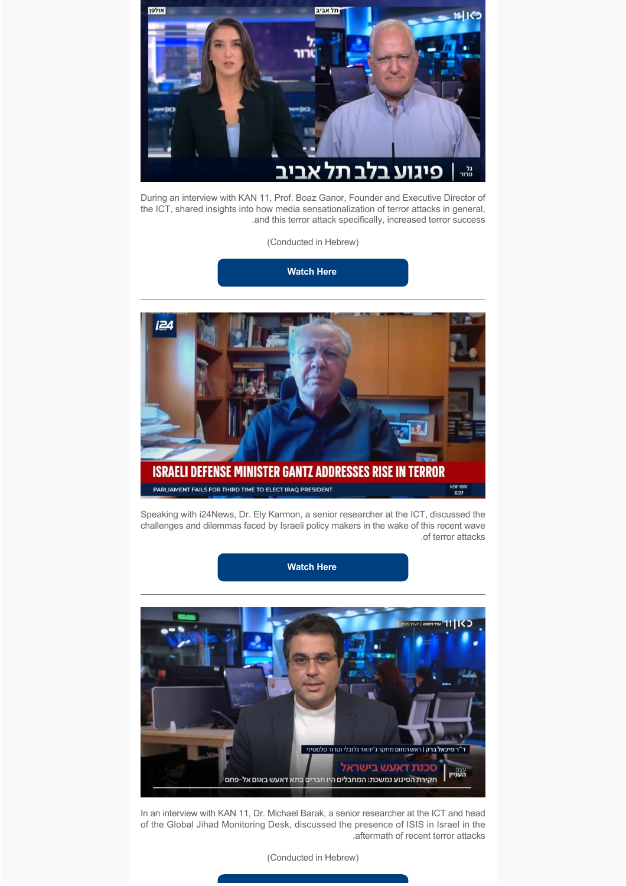During an interview with KAN 11, Prof. Boaz Ganor, Founder and Executive Director of the ICT, shared insights into how media sensationalization of terror attacks in general, and this terror attack specifically, increased terror success.

(Conducted in Hebrew)

**Watch Here**

---

Speaking with i24News, Dr. Ely Karmon, a senior researcher at the ICT, discussed the challenges and dilemmas faced by Israeli policy makers in the wake of this recent wave of terror attacks.

**Watch Here**

---

In an interview with KAN 11, Dr. Michael Barak, a senior researcher at the ICT and head of the Global Jihad Monitoring Desk, discussed the presence of ISIS in Israel in the aftermath of recent terror attacks.

(Conducted in Hebrew)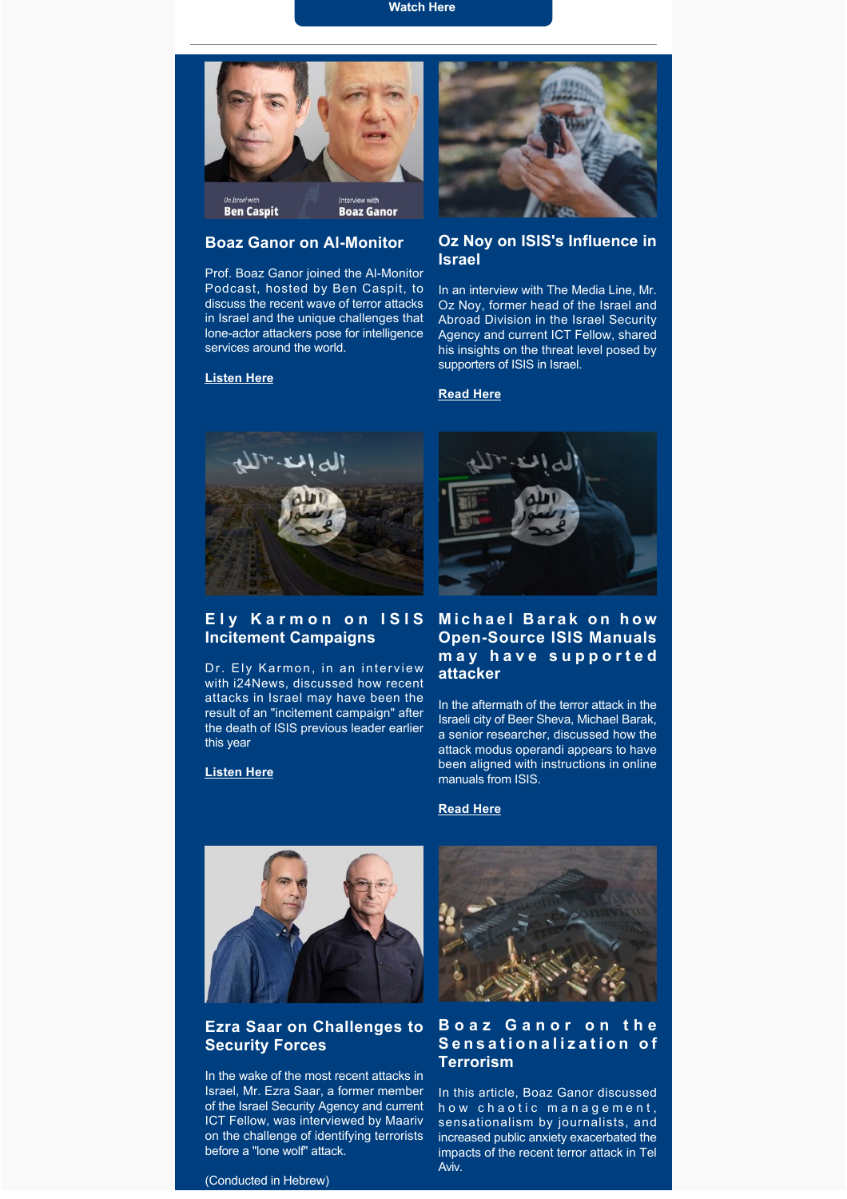Watch Here

## Boaz Ganor on Al-Monitor

Prof. Boaz Ganor joined the Al-Monitor Podcast, hosted by Ben Caspit, to discuss the recent wave of terror attacks in Israel and the unique challenges that lone-actor attackers pose for intelligence services around the world.

**Listen Here**

## Oz Noy on ISIS's Influence in Israel

In an interview with The Media Line, Mr. Oz Noy, former head of the Israel and Abroad Division in the Israel Security Agency and current ICT Fellow, shared his insights on the threat level posed by supporters of ISIS in Israel.

**Read Here**

## Ely Karmon on ISIS Incitement Campaigns

Dr. Ely Karmon, in an interview with i24News, discussed how recent attacks in Israel may have been the result of an "incitement campaign" after the death of ISIS previous leader earlier this year

**Listen Here**

## Michael Barak on how Open-Source ISIS Manuals may have supported attacker

In the aftermath of the terror attack in the Israeli city of Beer Sheva, Michael Barak, a senior researcher, discussed how the attack modus operandi appears to have been aligned with instructions in online manuals from ISIS.

**Read Here**

## Ezra Saar on Challenges to Security Forces

In the wake of the most recent attacks in Israel, Mr. Ezra Saar, a former member of the Israel Security Agency and current ICT Fellow, was interviewed by Maariv on the challenge of identifying terrorists before a "lone wolf" attack.

(Conducted in Hebrew)

## Boaz Ganor on the Sensationalization of Terrorism

In this article, Boaz Ganor discussed how chaotic management, sensationalism by journalists, and increased public anxiety exacerbated the impacts of the recent terror attack in Tel Aviv.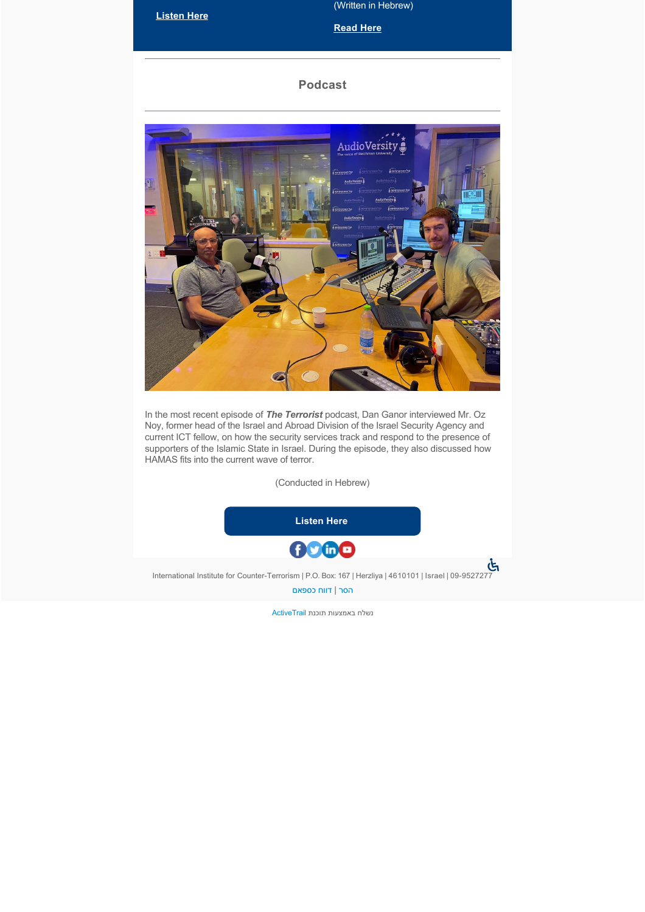**Listen Here**

(Written in Hebrew)

**Read Here**

---

## Podcast

---

In the most recent episode of ***The Terrorist*** podcast, Dan Ganor interviewed Mr. Oz Noy, former head of the Israel and Abroad Division of the Israel Security Agency and current ICT fellow, on how the security services track and respond to the presence of supporters of the Islamic State in Israel. During the episode, they also discussed how HAMAS fits into the current wave of terror.

(Conducted in Hebrew)

**Listen Here**

International Institute for Counter-Terrorism | P.O. Box: 167 | Herzliya | 4610101 | Israel | 09-9527277

הסר | דווח כספאם

נשלח באמצעות תוכנת ActiveTrail